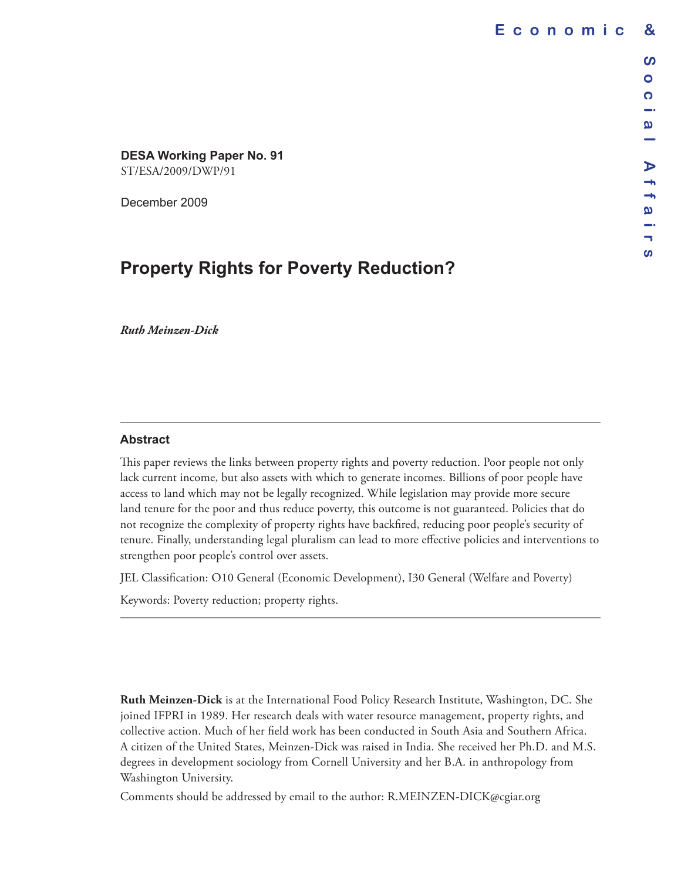**DESA Working Paper No. 91**
ST/ESA/2009/DWP/91

December 2009

# Property Rights for Poverty Reduction?

***Ruth Meinzen-Dick***

## Abstract

This paper reviews the links between property rights and poverty reduction. Poor people not only lack current income, but also assets with which to generate incomes. Billions of poor people have access to land which may not be legally recognized. While legislation may provide more secure land tenure for the poor and thus reduce poverty, this outcome is not guaranteed. Policies that do not recognize the complexity of property rights have backfired, reducing poor people's security of tenure. Finally, understanding legal pluralism can lead to more effective policies and interventions to strengthen poor people's control over assets.

JEL Classification: O10 General (Economic Development), I30 General (Welfare and Poverty)

Keywords: Poverty reduction; property rights.

**Ruth Meinzen-Dick** is at the International Food Policy Research Institute, Washington, DC. She joined IFPRI in 1989. Her research deals with water resource management, property rights, and collective action. Much of her field work has been conducted in South Asia and Southern Africa. A citizen of the United States, Meinzen-Dick was raised in India. She received her Ph.D. and M.S. degrees in development sociology from Cornell University and her B.A. in anthropology from Washington University.

Comments should be addressed by email to the author: R.MEINZEN-DICK@cgiar.org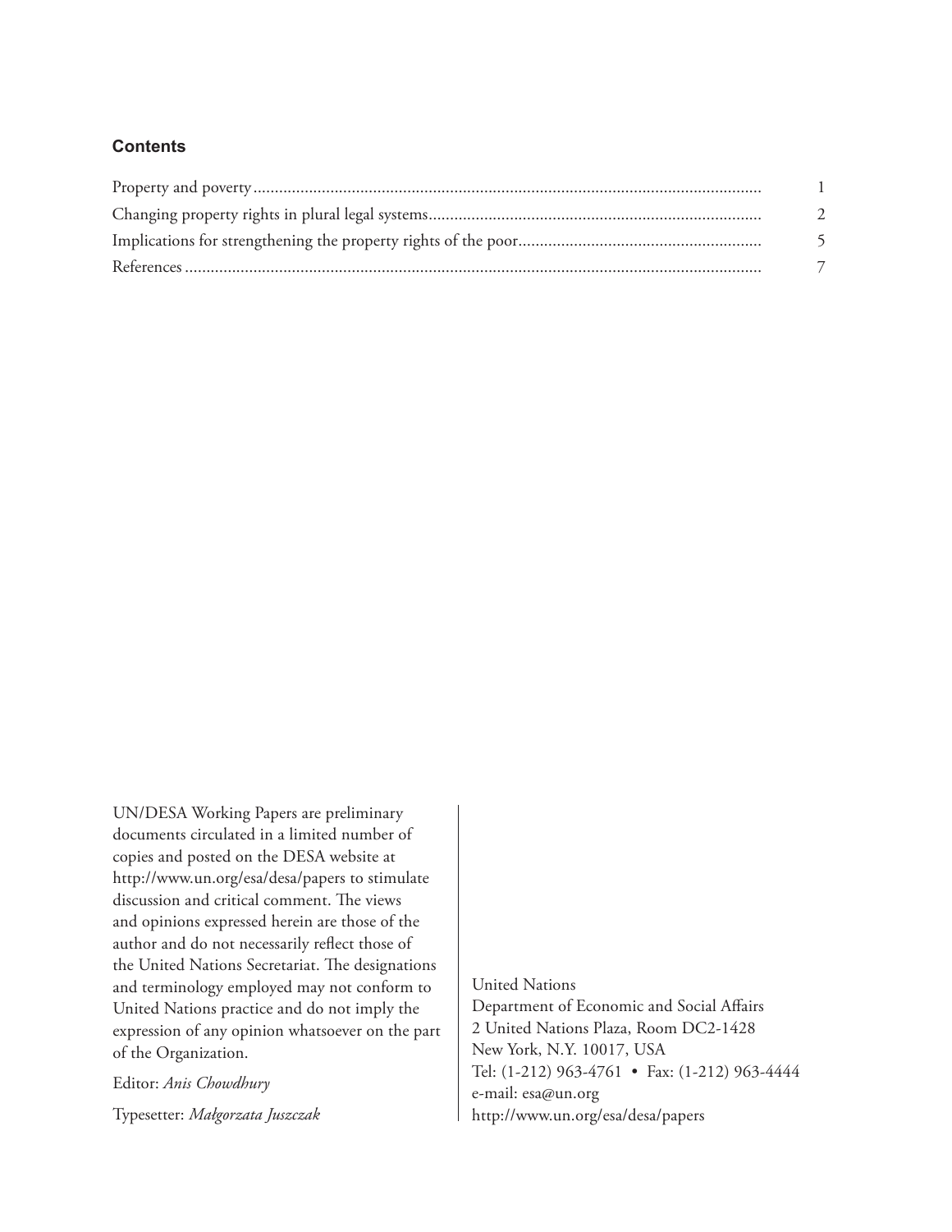### Contents

| | |
|---|---|
| Property and poverty | 1 |
| Changing property rights in plural legal systems | 2 |
| Implications for strengthening the property rights of the poor | 5 |
| References | 7 |

UN/DESA Working Papers are preliminary documents circulated in a limited number of copies and posted on the DESA website at http://www.un.org/esa/desa/papers to stimulate discussion and critical comment. The views and opinions expressed herein are those of the author and do not necessarily reflect those of the United Nations Secretariat. The designations and terminology employed may not conform to United Nations practice and do not imply the expression of any opinion whatsoever on the part of the Organization.

Editor: *Anis Chowdhury*

Typesetter: *Małgorzata Juszczak*

United Nations
Department of Economic and Social Affairs
2 United Nations Plaza, Room DC2-1428
New York, N.Y. 10017, USA
Tel: (1-212) 963-4761 • Fax: (1-212) 963-4444
e-mail: esa@un.org
http://www.un.org/esa/desa/papers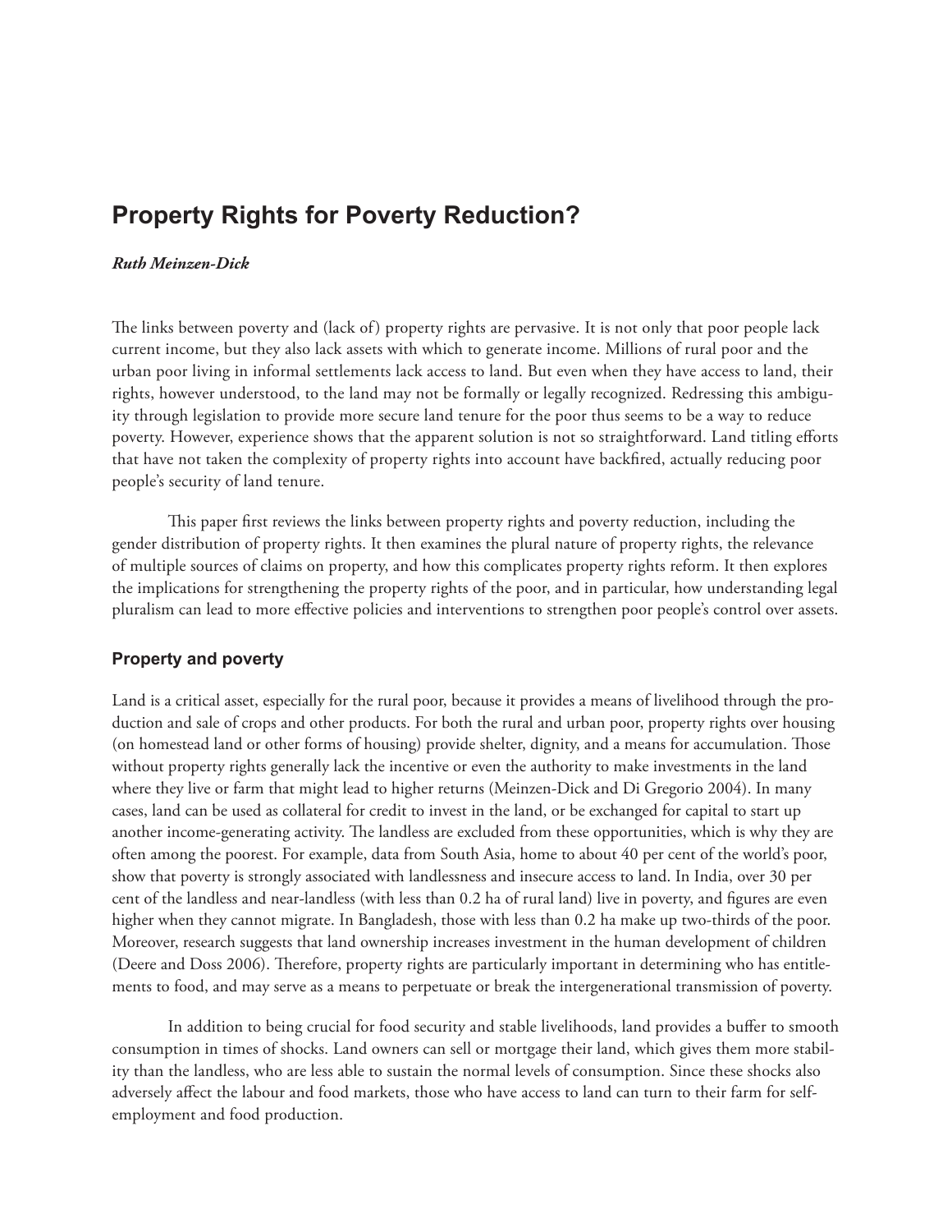## Property Rights for Poverty Reduction?

***Ruth Meinzen-Dick***

The links between poverty and (lack of) property rights are pervasive. It is not only that poor people lack current income, but they also lack assets with which to generate income. Millions of rural poor and the urban poor living in informal settlements lack access to land. But even when they have access to land, their rights, however understood, to the land may not be formally or legally recognized. Redressing this ambiguity through legislation to provide more secure land tenure for the poor thus seems to be a way to reduce poverty. However, experience shows that the apparent solution is not so straightforward. Land titling efforts that have not taken the complexity of property rights into account have backfired, actually reducing poor people's security of land tenure.

This paper first reviews the links between property rights and poverty reduction, including the gender distribution of property rights. It then examines the plural nature of property rights, the relevance of multiple sources of claims on property, and how this complicates property rights reform. It then explores the implications for strengthening the property rights of the poor, and in particular, how understanding legal pluralism can lead to more effective policies and interventions to strengthen poor people's control over assets.

### Property and poverty

Land is a critical asset, especially for the rural poor, because it provides a means of livelihood through the production and sale of crops and other products. For both the rural and urban poor, property rights over housing (on homestead land or other forms of housing) provide shelter, dignity, and a means for accumulation. Those without property rights generally lack the incentive or even the authority to make investments in the land where they live or farm that might lead to higher returns (Meinzen-Dick and Di Gregorio 2004). In many cases, land can be used as collateral for credit to invest in the land, or be exchanged for capital to start up another income-generating activity. The landless are excluded from these opportunities, which is why they are often among the poorest. For example, data from South Asia, home to about 40 per cent of the world's poor, show that poverty is strongly associated with landlessness and insecure access to land. In India, over 30 per cent of the landless and near-landless (with less than 0.2 ha of rural land) live in poverty, and figures are even higher when they cannot migrate. In Bangladesh, those with less than 0.2 ha make up two-thirds of the poor. Moreover, research suggests that land ownership increases investment in the human development of children (Deere and Doss 2006). Therefore, property rights are particularly important in determining who has entitlements to food, and may serve as a means to perpetuate or break the intergenerational transmission of poverty.

In addition to being crucial for food security and stable livelihoods, land provides a buffer to smooth consumption in times of shocks. Land owners can sell or mortgage their land, which gives them more stability than the landless, who are less able to sustain the normal levels of consumption. Since these shocks also adversely affect the labour and food markets, those who have access to land can turn to their farm for self-employment and food production.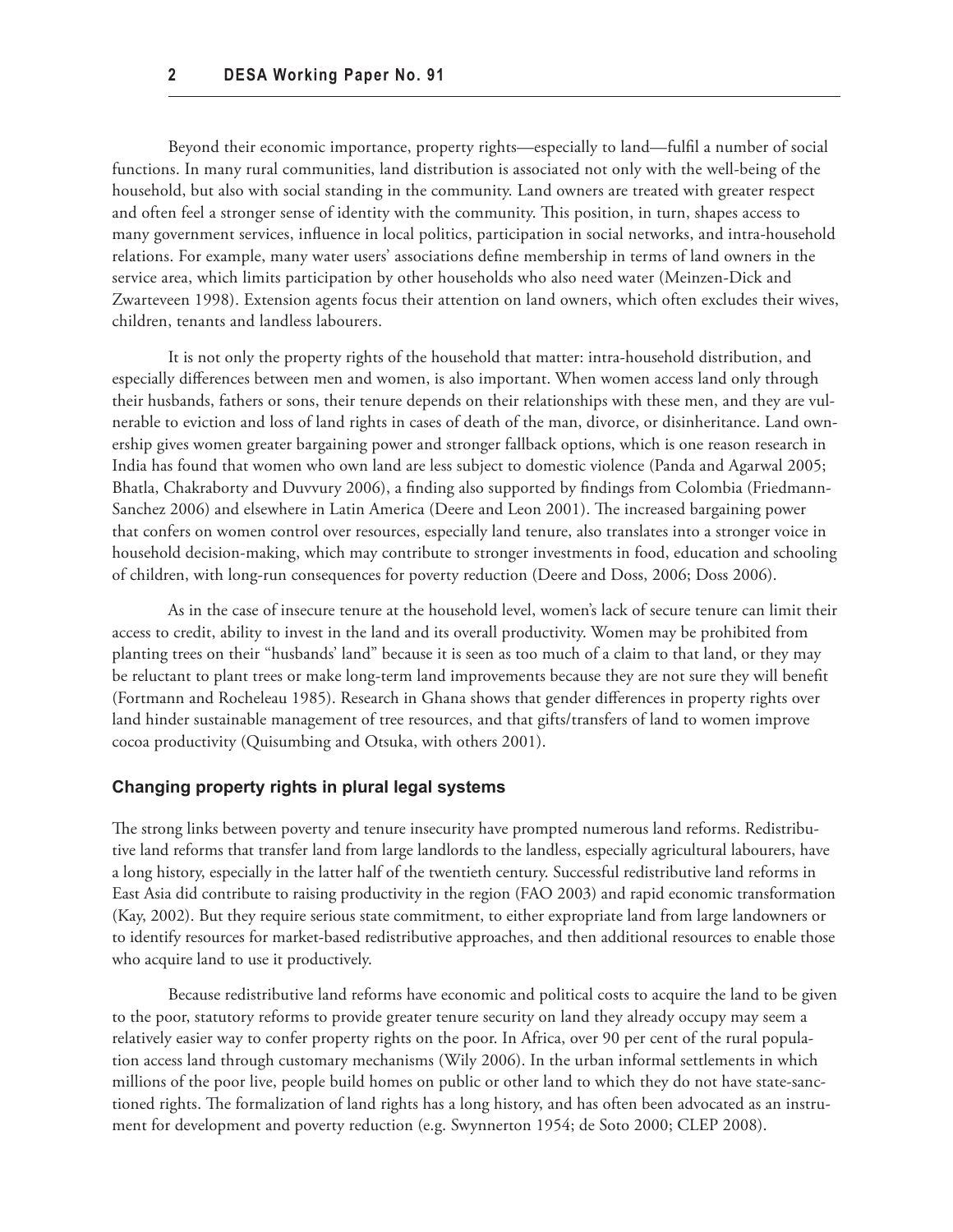Beyond their economic importance, property rights—especially to land—fulfil a number of social functions. In many rural communities, land distribution is associated not only with the well-being of the household, but also with social standing in the community. Land owners are treated with greater respect and often feel a stronger sense of identity with the community. This position, in turn, shapes access to many government services, influence in local politics, participation in social networks, and intra-household relations. For example, many water users' associations define membership in terms of land owners in the service area, which limits participation by other households who also need water (Meinzen-Dick and Zwarteveen 1998). Extension agents focus their attention on land owners, which often excludes their wives, children, tenants and landless labourers.

It is not only the property rights of the household that matter: intra-household distribution, and especially differences between men and women, is also important. When women access land only through their husbands, fathers or sons, their tenure depends on their relationships with these men, and they are vulnerable to eviction and loss of land rights in cases of death of the man, divorce, or disinheritance. Land ownership gives women greater bargaining power and stronger fallback options, which is one reason research in India has found that women who own land are less subject to domestic violence (Panda and Agarwal 2005; Bhatla, Chakraborty and Duvvury 2006), a finding also supported by findings from Colombia (Friedmann-Sanchez 2006) and elsewhere in Latin America (Deere and Leon 2001). The increased bargaining power that confers on women control over resources, especially land tenure, also translates into a stronger voice in household decision-making, which may contribute to stronger investments in food, education and schooling of children, with long-run consequences for poverty reduction (Deere and Doss, 2006; Doss 2006).

As in the case of insecure tenure at the household level, women's lack of secure tenure can limit their access to credit, ability to invest in the land and its overall productivity. Women may be prohibited from planting trees on their "husbands' land" because it is seen as too much of a claim to that land, or they may be reluctant to plant trees or make long-term land improvements because they are not sure they will benefit (Fortmann and Rocheleau 1985). Research in Ghana shows that gender differences in property rights over land hinder sustainable management of tree resources, and that gifts/transfers of land to women improve cocoa productivity (Quisumbing and Otsuka, with others 2001).

### Changing property rights in plural legal systems

The strong links between poverty and tenure insecurity have prompted numerous land reforms. Redistributive land reforms that transfer land from large landlords to the landless, especially agricultural labourers, have a long history, especially in the latter half of the twentieth century. Successful redistributive land reforms in East Asia did contribute to raising productivity in the region (FAO 2003) and rapid economic transformation (Kay, 2002). But they require serious state commitment, to either expropriate land from large landowners or to identify resources for market-based redistributive approaches, and then additional resources to enable those who acquire land to use it productively.

Because redistributive land reforms have economic and political costs to acquire the land to be given to the poor, statutory reforms to provide greater tenure security on land they already occupy may seem a relatively easier way to confer property rights on the poor. In Africa, over 90 per cent of the rural population access land through customary mechanisms (Wily 2006). In the urban informal settlements in which millions of the poor live, people build homes on public or other land to which they do not have state-sanctioned rights. The formalization of land rights has a long history, and has often been advocated as an instrument for development and poverty reduction (e.g. Swynnerton 1954; de Soto 2000; CLEP 2008).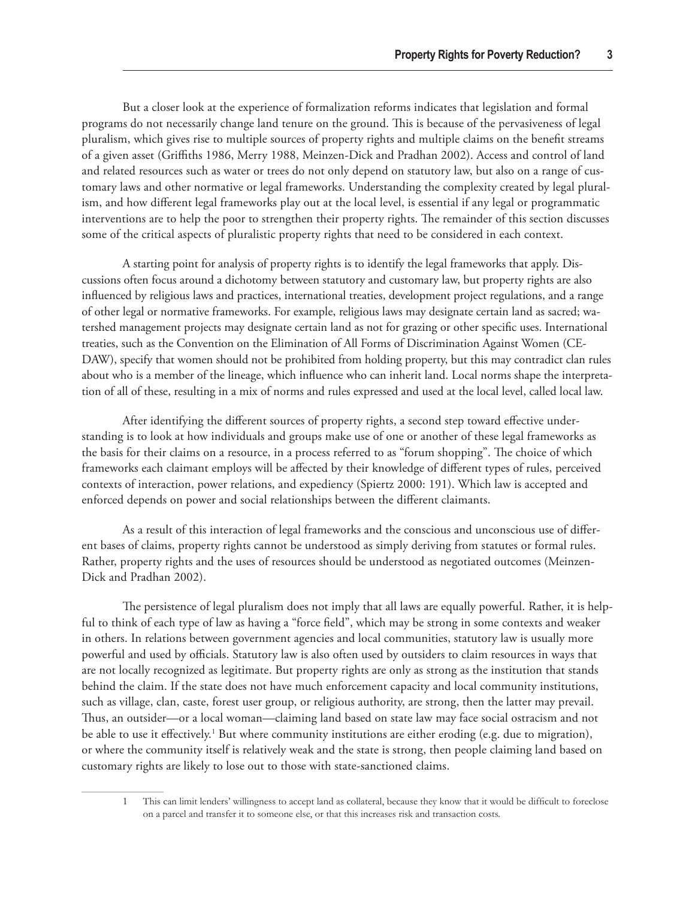But a closer look at the experience of formalization reforms indicates that legislation and formal programs do not necessarily change land tenure on the ground. This is because of the pervasiveness of legal pluralism, which gives rise to multiple sources of property rights and multiple claims on the benefit streams of a given asset (Griffiths 1986, Merry 1988, Meinzen-Dick and Pradhan 2002). Access and control of land and related resources such as water or trees do not only depend on statutory law, but also on a range of customary laws and other normative or legal frameworks. Understanding the complexity created by legal pluralism, and how different legal frameworks play out at the local level, is essential if any legal or programmatic interventions are to help the poor to strengthen their property rights. The remainder of this section discusses some of the critical aspects of pluralistic property rights that need to be considered in each context.

A starting point for analysis of property rights is to identify the legal frameworks that apply. Discussions often focus around a dichotomy between statutory and customary law, but property rights are also influenced by religious laws and practices, international treaties, development project regulations, and a range of other legal or normative frameworks. For example, religious laws may designate certain land as sacred; watershed management projects may designate certain land as not for grazing or other specific uses. International treaties, such as the Convention on the Elimination of All Forms of Discrimination Against Women (CEDAW), specify that women should not be prohibited from holding property, but this may contradict clan rules about who is a member of the lineage, which influence who can inherit land. Local norms shape the interpretation of all of these, resulting in a mix of norms and rules expressed and used at the local level, called local law.

After identifying the different sources of property rights, a second step toward effective understanding is to look at how individuals and groups make use of one or another of these legal frameworks as the basis for their claims on a resource, in a process referred to as "forum shopping". The choice of which frameworks each claimant employs will be affected by their knowledge of different types of rules, perceived contexts of interaction, power relations, and expediency (Spiertz 2000: 191). Which law is accepted and enforced depends on power and social relationships between the different claimants.

As a result of this interaction of legal frameworks and the conscious and unconscious use of different bases of claims, property rights cannot be understood as simply deriving from statutes or formal rules. Rather, property rights and the uses of resources should be understood as negotiated outcomes (Meinzen-Dick and Pradhan 2002).

The persistence of legal pluralism does not imply that all laws are equally powerful. Rather, it is helpful to think of each type of law as having a "force field", which may be strong in some contexts and weaker in others. In relations between government agencies and local communities, statutory law is usually more powerful and used by officials. Statutory law is also often used by outsiders to claim resources in ways that are not locally recognized as legitimate. But property rights are only as strong as the institution that stands behind the claim. If the state does not have much enforcement capacity and local community institutions, such as village, clan, caste, forest user group, or religious authority, are strong, then the latter may prevail. Thus, an outsider—or a local woman—claiming land based on state law may face social ostracism and not be able to use it effectively.[1] But where community institutions are either eroding (e.g. due to migration), or where the community itself is relatively weak and the state is strong, then people claiming land based on customary rights are likely to lose out to those with state-sanctioned claims.

---

1 This can limit lenders' willingness to accept land as collateral, because they know that it would be difficult to foreclose on a parcel and transfer it to someone else, or that this increases risk and transaction costs.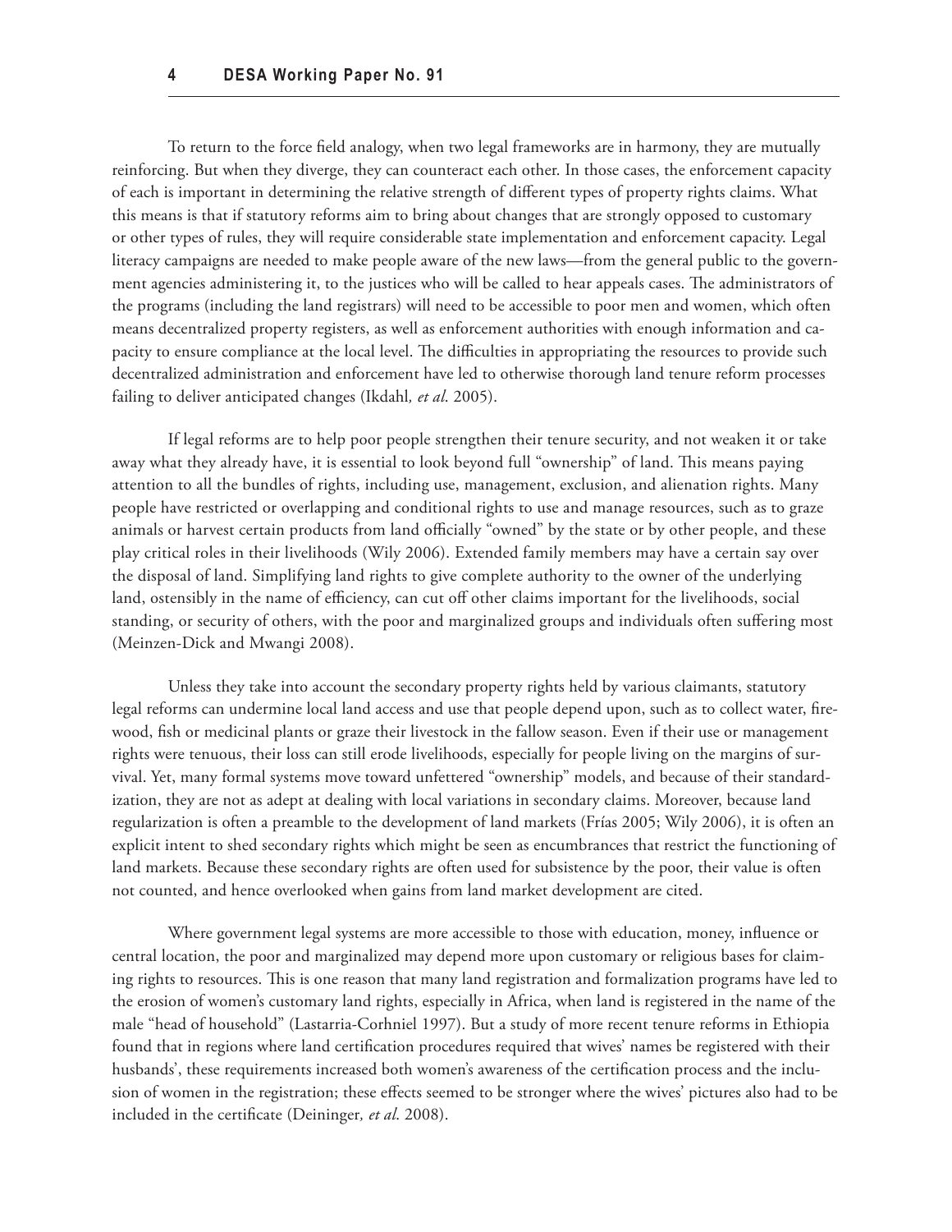To return to the force field analogy, when two legal frameworks are in harmony, they are mutually reinforcing. But when they diverge, they can counteract each other. In those cases, the enforcement capacity of each is important in determining the relative strength of different types of property rights claims. What this means is that if statutory reforms aim to bring about changes that are strongly opposed to customary or other types of rules, they will require considerable state implementation and enforcement capacity. Legal literacy campaigns are needed to make people aware of the new laws—from the general public to the government agencies administering it, to the justices who will be called to hear appeals cases. The administrators of the programs (including the land registrars) will need to be accessible to poor men and women, which often means decentralized property registers, as well as enforcement authorities with enough information and capacity to ensure compliance at the local level. The difficulties in appropriating the resources to provide such decentralized administration and enforcement have led to otherwise thorough land tenure reform processes failing to deliver anticipated changes (Ikdahl*, et al*. 2005).

If legal reforms are to help poor people strengthen their tenure security, and not weaken it or take away what they already have, it is essential to look beyond full "ownership" of land. This means paying attention to all the bundles of rights, including use, management, exclusion, and alienation rights. Many people have restricted or overlapping and conditional rights to use and manage resources, such as to graze animals or harvest certain products from land officially "owned" by the state or by other people, and these play critical roles in their livelihoods (Wily 2006). Extended family members may have a certain say over the disposal of land. Simplifying land rights to give complete authority to the owner of the underlying land, ostensibly in the name of efficiency, can cut off other claims important for the livelihoods, social standing, or security of others, with the poor and marginalized groups and individuals often suffering most (Meinzen-Dick and Mwangi 2008).

Unless they take into account the secondary property rights held by various claimants, statutory legal reforms can undermine local land access and use that people depend upon, such as to collect water, firewood, fish or medicinal plants or graze their livestock in the fallow season. Even if their use or management rights were tenuous, their loss can still erode livelihoods, especially for people living on the margins of survival. Yet, many formal systems move toward unfettered "ownership" models, and because of their standardization, they are not as adept at dealing with local variations in secondary claims. Moreover, because land regularization is often a preamble to the development of land markets (Frías 2005; Wily 2006), it is often an explicit intent to shed secondary rights which might be seen as encumbrances that restrict the functioning of land markets. Because these secondary rights are often used for subsistence by the poor, their value is often not counted, and hence overlooked when gains from land market development are cited.

Where government legal systems are more accessible to those with education, money, influence or central location, the poor and marginalized may depend more upon customary or religious bases for claiming rights to resources. This is one reason that many land registration and formalization programs have led to the erosion of women's customary land rights, especially in Africa, when land is registered in the name of the male "head of household" (Lastarria-Corhniel 1997). But a study of more recent tenure reforms in Ethiopia found that in regions where land certification procedures required that wives' names be registered with their husbands', these requirements increased both women's awareness of the certification process and the inclusion of women in the registration; these effects seemed to be stronger where the wives' pictures also had to be included in the certificate (Deininger*, et al*. 2008).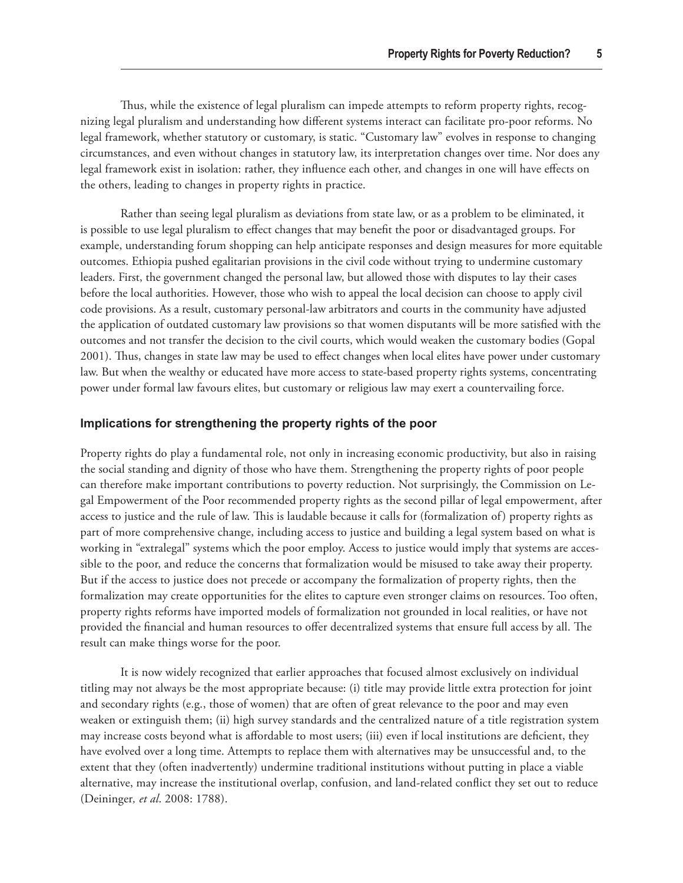Thus, while the existence of legal pluralism can impede attempts to reform property rights, recognizing legal pluralism and understanding how different systems interact can facilitate pro-poor reforms. No legal framework, whether statutory or customary, is static. "Customary law" evolves in response to changing circumstances, and even without changes in statutory law, its interpretation changes over time. Nor does any legal framework exist in isolation: rather, they influence each other, and changes in one will have effects on the others, leading to changes in property rights in practice.

Rather than seeing legal pluralism as deviations from state law, or as a problem to be eliminated, it is possible to use legal pluralism to effect changes that may benefit the poor or disadvantaged groups. For example, understanding forum shopping can help anticipate responses and design measures for more equitable outcomes. Ethiopia pushed egalitarian provisions in the civil code without trying to undermine customary leaders. First, the government changed the personal law, but allowed those with disputes to lay their cases before the local authorities. However, those who wish to appeal the local decision can choose to apply civil code provisions. As a result, customary personal-law arbitrators and courts in the community have adjusted the application of outdated customary law provisions so that women disputants will be more satisfied with the outcomes and not transfer the decision to the civil courts, which would weaken the customary bodies (Gopal 2001). Thus, changes in state law may be used to effect changes when local elites have power under customary law. But when the wealthy or educated have more access to state-based property rights systems, concentrating power under formal law favours elites, but customary or religious law may exert a countervailing force.

### Implications for strengthening the property rights of the poor

Property rights do play a fundamental role, not only in increasing economic productivity, but also in raising the social standing and dignity of those who have them. Strengthening the property rights of poor people can therefore make important contributions to poverty reduction. Not surprisingly, the Commission on Legal Empowerment of the Poor recommended property rights as the second pillar of legal empowerment, after access to justice and the rule of law. This is laudable because it calls for (formalization of) property rights as part of more comprehensive change, including access to justice and building a legal system based on what is working in "extralegal" systems which the poor employ. Access to justice would imply that systems are accessible to the poor, and reduce the concerns that formalization would be misused to take away their property. But if the access to justice does not precede or accompany the formalization of property rights, then the formalization may create opportunities for the elites to capture even stronger claims on resources. Too often, property rights reforms have imported models of formalization not grounded in local realities, or have not provided the financial and human resources to offer decentralized systems that ensure full access by all. The result can make things worse for the poor.

It is now widely recognized that earlier approaches that focused almost exclusively on individual titling may not always be the most appropriate because: (i) title may provide little extra protection for joint and secondary rights (e.g., those of women) that are often of great relevance to the poor and may even weaken or extinguish them; (ii) high survey standards and the centralized nature of a title registration system may increase costs beyond what is affordable to most users; (iii) even if local institutions are deficient, they have evolved over a long time. Attempts to replace them with alternatives may be unsuccessful and, to the extent that they (often inadvertently) undermine traditional institutions without putting in place a viable alternative, may increase the institutional overlap, confusion, and land-related conflict they set out to reduce (Deininger*, et al*. 2008: 1788).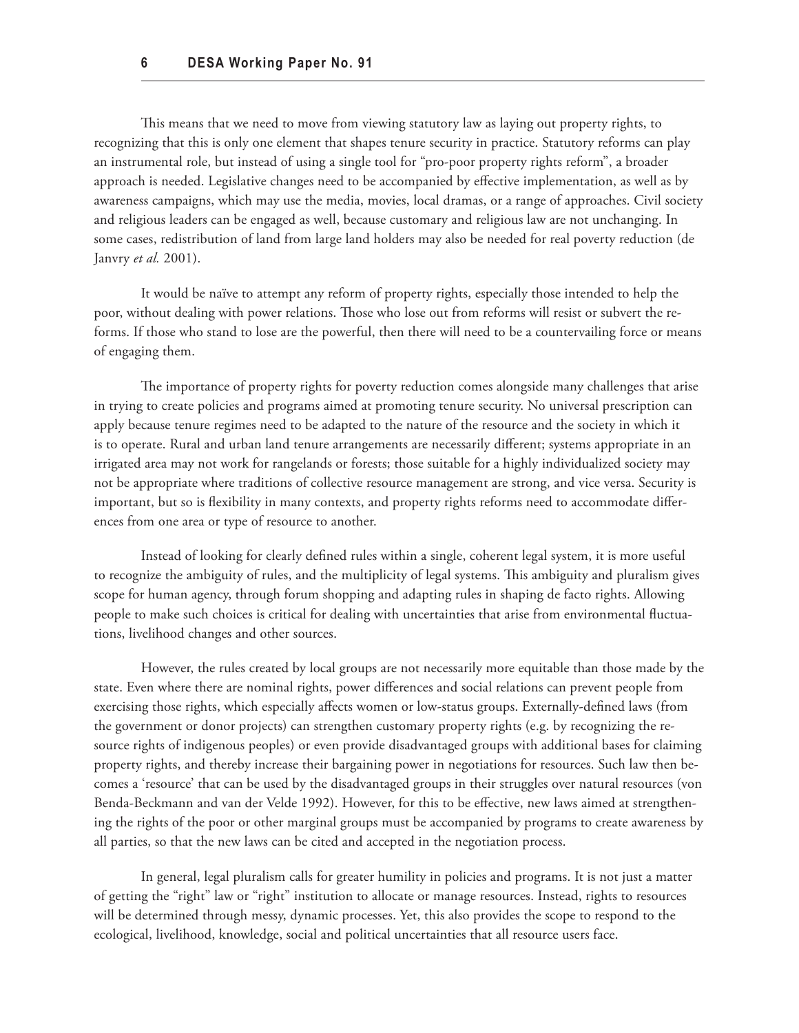This means that we need to move from viewing statutory law as laying out property rights, to recognizing that this is only one element that shapes tenure security in practice. Statutory reforms can play an instrumental role, but instead of using a single tool for "pro-poor property rights reform", a broader approach is needed. Legislative changes need to be accompanied by effective implementation, as well as by awareness campaigns, which may use the media, movies, local dramas, or a range of approaches. Civil society and religious leaders can be engaged as well, because customary and religious law are not unchanging. In some cases, redistribution of land from large land holders may also be needed for real poverty reduction (de Janvry *et al.* 2001).

It would be naïve to attempt any reform of property rights, especially those intended to help the poor, without dealing with power relations. Those who lose out from reforms will resist or subvert the reforms. If those who stand to lose are the powerful, then there will need to be a countervailing force or means of engaging them.

The importance of property rights for poverty reduction comes alongside many challenges that arise in trying to create policies and programs aimed at promoting tenure security. No universal prescription can apply because tenure regimes need to be adapted to the nature of the resource and the society in which it is to operate. Rural and urban land tenure arrangements are necessarily different; systems appropriate in an irrigated area may not work for rangelands or forests; those suitable for a highly individualized society may not be appropriate where traditions of collective resource management are strong, and vice versa. Security is important, but so is flexibility in many contexts, and property rights reforms need to accommodate differences from one area or type of resource to another.

Instead of looking for clearly defined rules within a single, coherent legal system, it is more useful to recognize the ambiguity of rules, and the multiplicity of legal systems. This ambiguity and pluralism gives scope for human agency, through forum shopping and adapting rules in shaping de facto rights. Allowing people to make such choices is critical for dealing with uncertainties that arise from environmental fluctuations, livelihood changes and other sources.

However, the rules created by local groups are not necessarily more equitable than those made by the state. Even where there are nominal rights, power differences and social relations can prevent people from exercising those rights, which especially affects women or low-status groups. Externally-defined laws (from the government or donor projects) can strengthen customary property rights (e.g. by recognizing the resource rights of indigenous peoples) or even provide disadvantaged groups with additional bases for claiming property rights, and thereby increase their bargaining power in negotiations for resources. Such law then becomes a 'resource' that can be used by the disadvantaged groups in their struggles over natural resources (von Benda-Beckmann and van der Velde 1992). However, for this to be effective, new laws aimed at strengthening the rights of the poor or other marginal groups must be accompanied by programs to create awareness by all parties, so that the new laws can be cited and accepted in the negotiation process.

In general, legal pluralism calls for greater humility in policies and programs. It is not just a matter of getting the "right" law or "right" institution to allocate or manage resources. Instead, rights to resources will be determined through messy, dynamic processes. Yet, this also provides the scope to respond to the ecological, livelihood, knowledge, social and political uncertainties that all resource users face.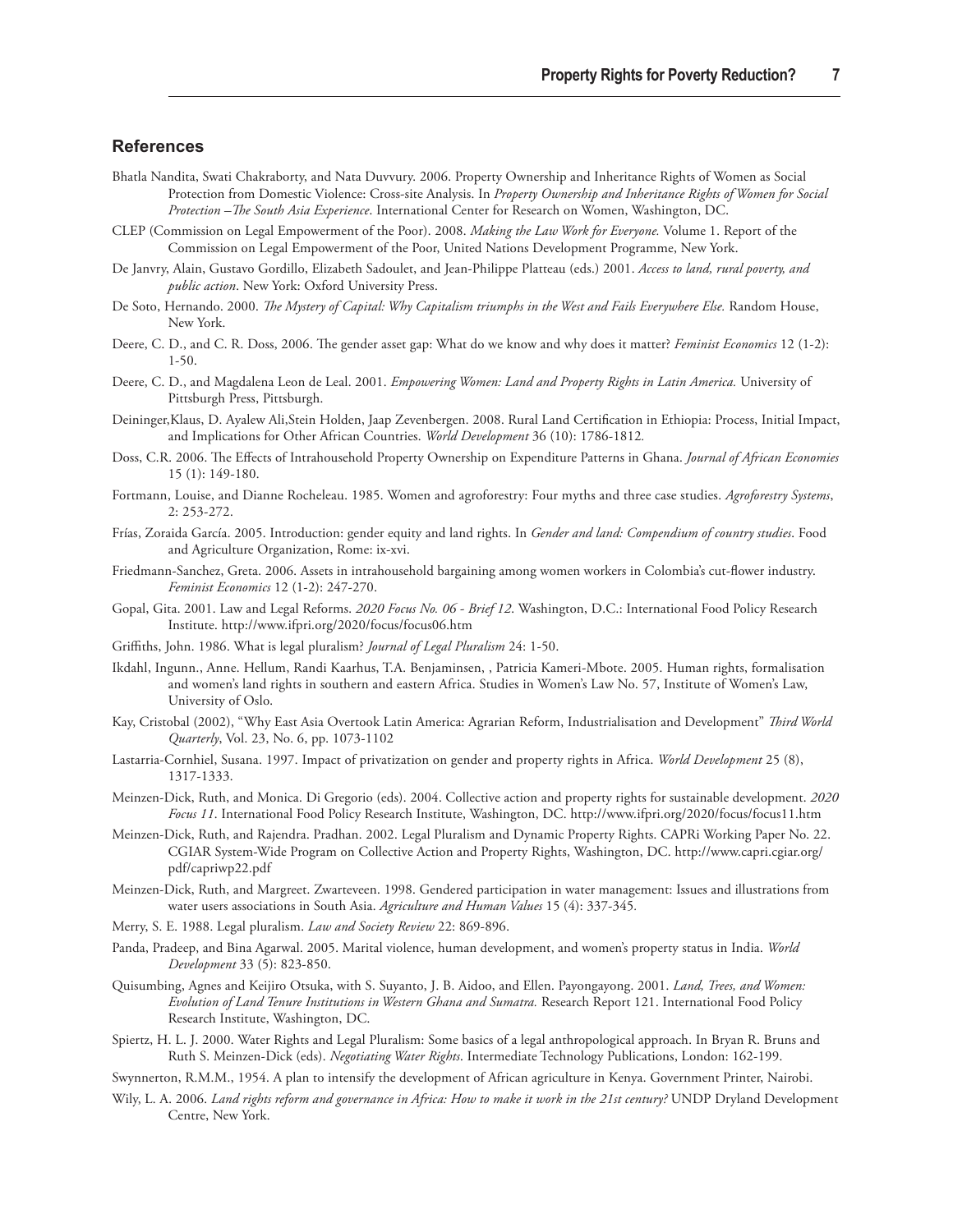## References

Bhatla Nandita, Swati Chakraborty, and Nata Duvvury. 2006. Property Ownership and Inheritance Rights of Women as Social Protection from Domestic Violence: Cross-site Analysis. In *Property Ownership and Inheritance Rights of Women for Social Protection –The South Asia Experience*. International Center for Research on Women, Washington, DC.

CLEP (Commission on Legal Empowerment of the Poor). 2008. *Making the Law Work for Everyone.* Volume 1. Report of the Commission on Legal Empowerment of the Poor, United Nations Development Programme, New York.

De Janvry, Alain, Gustavo Gordillo, Elizabeth Sadoulet, and Jean-Philippe Platteau (eds.) 2001. *Access to land, rural poverty, and public action*. New York: Oxford University Press.

De Soto, Hernando. 2000. *The Mystery of Capital: Why Capitalism triumphs in the West and Fails Everywhere Else.* Random House, New York.

Deere, C. D., and C. R. Doss, 2006. The gender asset gap: What do we know and why does it matter? *Feminist Economics* 12 (1-2): 1-50.

Deere, C. D., and Magdalena Leon de Leal. 2001. *Empowering Women: Land and Property Rights in Latin America.* University of Pittsburgh Press, Pittsburgh.

Deininger,Klaus, D. Ayalew Ali,Stein Holden, Jaap Zevenbergen. 2008. Rural Land Certification in Ethiopia: Process, Initial Impact, and Implications for Other African Countries. *World Development* 36 (10): 1786-1812.

Doss, C.R. 2006. The Effects of Intrahousehold Property Ownership on Expenditure Patterns in Ghana. *Journal of African Economies* 15 (1): 149-180.

Fortmann, Louise, and Dianne Rocheleau. 1985. Women and agroforestry: Four myths and three case studies. *Agroforestry Systems*, 2: 253-272.

Frías, Zoraida García. 2005. Introduction: gender equity and land rights. In *Gender and land: Compendium of country studies*. Food and Agriculture Organization, Rome: ix-xvi.

Friedmann-Sanchez, Greta. 2006. Assets in intrahousehold bargaining among women workers in Colombia's cut-flower industry. *Feminist Economics* 12 (1-2): 247-270.

Gopal, Gita. 2001. Law and Legal Reforms. *2020 Focus No. 06 - Brief 12*. Washington, D.C.: International Food Policy Research Institute. http://www.ifpri.org/2020/focus/focus06.htm

Griffiths, John. 1986. What is legal pluralism? *Journal of Legal Pluralism* 24: 1-50.

Ikdahl, Ingunn., Anne. Hellum, Randi Kaarhus, T.A. Benjaminsen, , Patricia Kameri-Mbote. 2005. Human rights, formalisation and women's land rights in southern and eastern Africa. Studies in Women's Law No. 57, Institute of Women's Law, University of Oslo.

Kay, Cristobal (2002), "Why East Asia Overtook Latin America: Agrarian Reform, Industrialisation and Development" *Third World Quarterly*, Vol. 23, No. 6, pp. 1073-1102

Lastarria-Cornhiel, Susana. 1997. Impact of privatization on gender and property rights in Africa. *World Development* 25 (8), 1317-1333.

Meinzen-Dick, Ruth, and Monica. Di Gregorio (eds). 2004. Collective action and property rights for sustainable development. *2020 Focus 11*. International Food Policy Research Institute, Washington, DC. http://www.ifpri.org/2020/focus/focus11.htm

Meinzen-Dick, Ruth, and Rajendra. Pradhan. 2002. Legal Pluralism and Dynamic Property Rights. CAPRi Working Paper No. 22. CGIAR System-Wide Program on Collective Action and Property Rights, Washington, DC. http://www.capri.cgiar.org/pdf/capriwp22.pdf

Meinzen-Dick, Ruth, and Margreet. Zwarteveen. 1998. Gendered participation in water management: Issues and illustrations from water users associations in South Asia. *Agriculture and Human Values* 15 (4): 337-345.

Merry, S. E. 1988. Legal pluralism. *Law and Society Review* 22: 869-896.

Panda, Pradeep, and Bina Agarwal. 2005. Marital violence, human development, and women's property status in India. *World Development* 33 (5): 823-850.

Quisumbing, Agnes and Keijiro Otsuka, with S. Suyanto, J. B. Aidoo, and Ellen. Payongayong. 2001. *Land, Trees, and Women: Evolution of Land Tenure Institutions in Western Ghana and Sumatra.* Research Report 121. International Food Policy Research Institute, Washington, DC.

Spiertz, H. L. J. 2000. Water Rights and Legal Pluralism: Some basics of a legal anthropological approach. In Bryan R. Bruns and Ruth S. Meinzen-Dick (eds). *Negotiating Water Rights*. Intermediate Technology Publications, London: 162-199.

Swynnerton, R.M.M., 1954. A plan to intensify the development of African agriculture in Kenya. Government Printer, Nairobi.

Wily, L. A. 2006. *Land rights reform and governance in Africa: How to make it work in the 21st century?* UNDP Dryland Development Centre, New York.